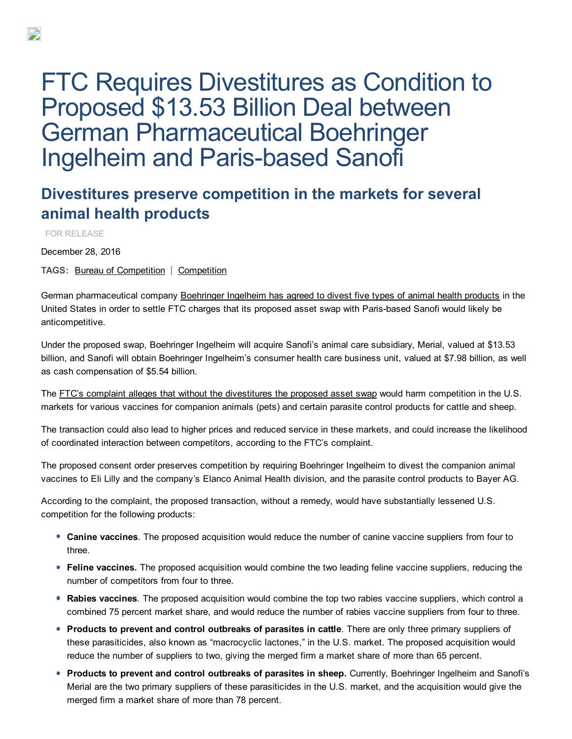# FTC Requires Divestitures as Condition to Proposed $13.53 Billion Deal between German Pharmaceutical Boehringer Ingelheim and Paris-based Sanofi

## Divestitures preserve competition in the markets for several animal health products

FOR RELEASE

December 28, 2016

**TAGS:** Bureau of Competition | Competition

German pharmaceutical company Boehringer Ingelheim has agreed to divest five types of animal health products in the United States in order to settle FTC charges that its proposed asset swap with Paris-based Sanofi would likely be anticompetitive.

Under the proposed swap, Boehringer Ingelheim will acquire Sanofi's animal care subsidiary, Merial, valued at $13.53 billion, and Sanofi will obtain Boehringer Ingelheim's consumer health care business unit, valued at $7.98 billion, as well as cash compensation of $5.54 billion.

The FTC's complaint alleges that without the divestitures the proposed asset swap would harm competition in the U.S. markets for various vaccines for companion animals (pets) and certain parasite control products for cattle and sheep.

The transaction could also lead to higher prices and reduced service in these markets, and could increase the likelihood of coordinated interaction between competitors, according to the FTC's complaint.

The proposed consent order preserves competition by requiring Boehringer Ingelheim to divest the companion animal vaccines to Eli Lilly and the company's Elanco Animal Health division, and the parasite control products to Bayer AG.

According to the complaint, the proposed transaction, without a remedy, would have substantially lessened U.S. competition for the following products:

- **Canine vaccines**. The proposed acquisition would reduce the number of canine vaccine suppliers from four to three.
- **Feline vaccines.** The proposed acquisition would combine the two leading feline vaccine suppliers, reducing the number of competitors from four to three.
- **Rabies vaccines**. The proposed acquisition would combine the top two rabies vaccine suppliers, which control a combined 75 percent market share, and would reduce the number of rabies vaccine suppliers from four to three.
- **Products to prevent and control outbreaks of parasites in cattle**. There are only three primary suppliers of these parasiticides, also known as "macrocyclic lactones," in the U.S. market. The proposed acquisition would reduce the number of suppliers to two, giving the merged firm a market share of more than 65 percent.
- **Products to prevent and control outbreaks of parasites in sheep.** Currently, Boehringer Ingelheim and Sanofi's Merial are the two primary suppliers of these parasiticides in the U.S. market, and the acquisition would give the merged firm a market share of more than 78 percent.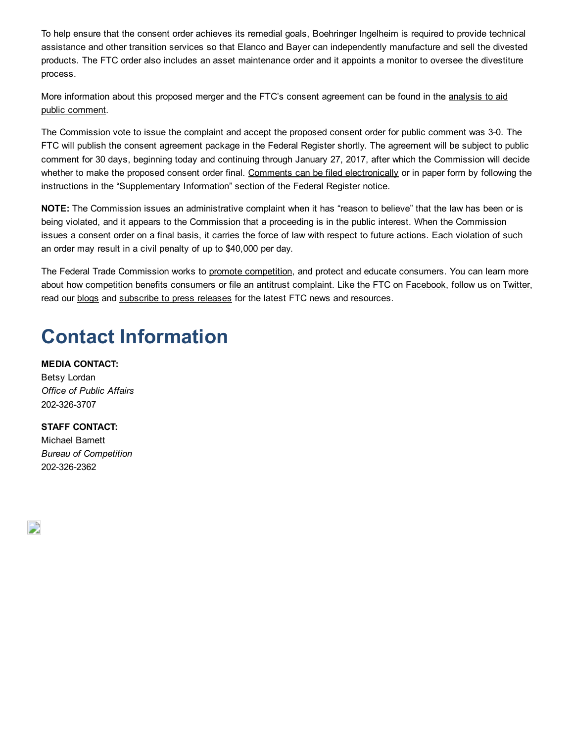To help ensure that the consent order achieves its remedial goals, Boehringer Ingelheim is required to provide technical assistance and other transition services so that Elanco and Bayer can independently manufacture and sell the divested products. The FTC order also includes an asset maintenance order and it appoints a monitor to oversee the divestiture process.

More information about this proposed merger and the FTC's consent agreement can be found in the analysis to aid public comment.

The Commission vote to issue the complaint and accept the proposed consent order for public comment was 3-0. The FTC will publish the consent agreement package in the Federal Register shortly. The agreement will be subject to public comment for 30 days, beginning today and continuing through January 27, 2017, after which the Commission will decide whether to make the proposed consent order final. Comments can be filed electronically or in paper form by following the instructions in the "Supplementary Information" section of the Federal Register notice.

**NOTE:** The Commission issues an administrative complaint when it has "reason to believe" that the law has been or is being violated, and it appears to the Commission that a proceeding is in the public interest. When the Commission issues a consent order on a final basis, it carries the force of law with respect to future actions. Each violation of such an order may result in a civil penalty of up to $40,000 per day.

The Federal Trade Commission works to promote competition, and protect and educate consumers. You can learn more about how competition benefits consumers or file an antitrust complaint. Like the FTC on Facebook, follow us on Twitter, read our blogs and subscribe to press releases for the latest FTC news and resources.

# Contact Information

**MEDIA CONTACT:**
Betsy Lordan
*Office of Public Affairs*
202-326-3707

**STAFF CONTACT:**
Michael Barnett
*Bureau of Competition*
202-326-2362